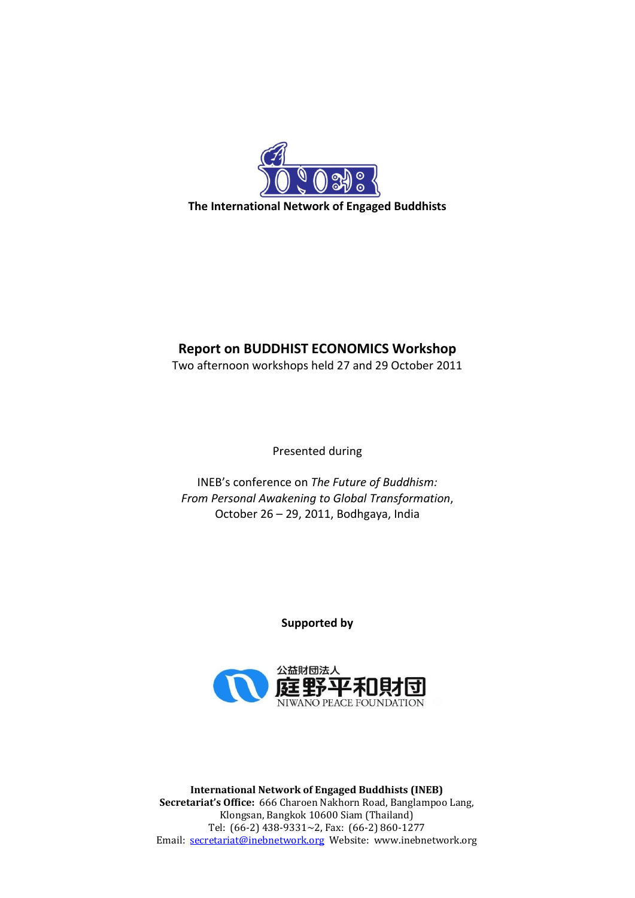The International Network of Engaged Buddhists

# Report on BUDDHIST ECONOMICS Workshop

Two afternoon workshops held 27 and 29 October 2011

Presented during

INEB's conference on *The Future of Buddhism: From Personal Awakening to Global Transformation*, October 26 – 29, 2011, Bodhgaya, India

**Supported by**

公益財団法人
庭野平和財団
NIWANO PEACE FOUNDATION

**International Network of Engaged Buddhists (INEB)**
**Secretariat's Office:** 666 Charoen Nakhorn Road, Banglampoo Lang, Klongsan, Bangkok 10600 Siam (Thailand)
Tel: (66-2) 438-9331~2, Fax: (66-2) 860-1277
Email: secretariat@inebnetwork.org Website: www.inebnetwork.org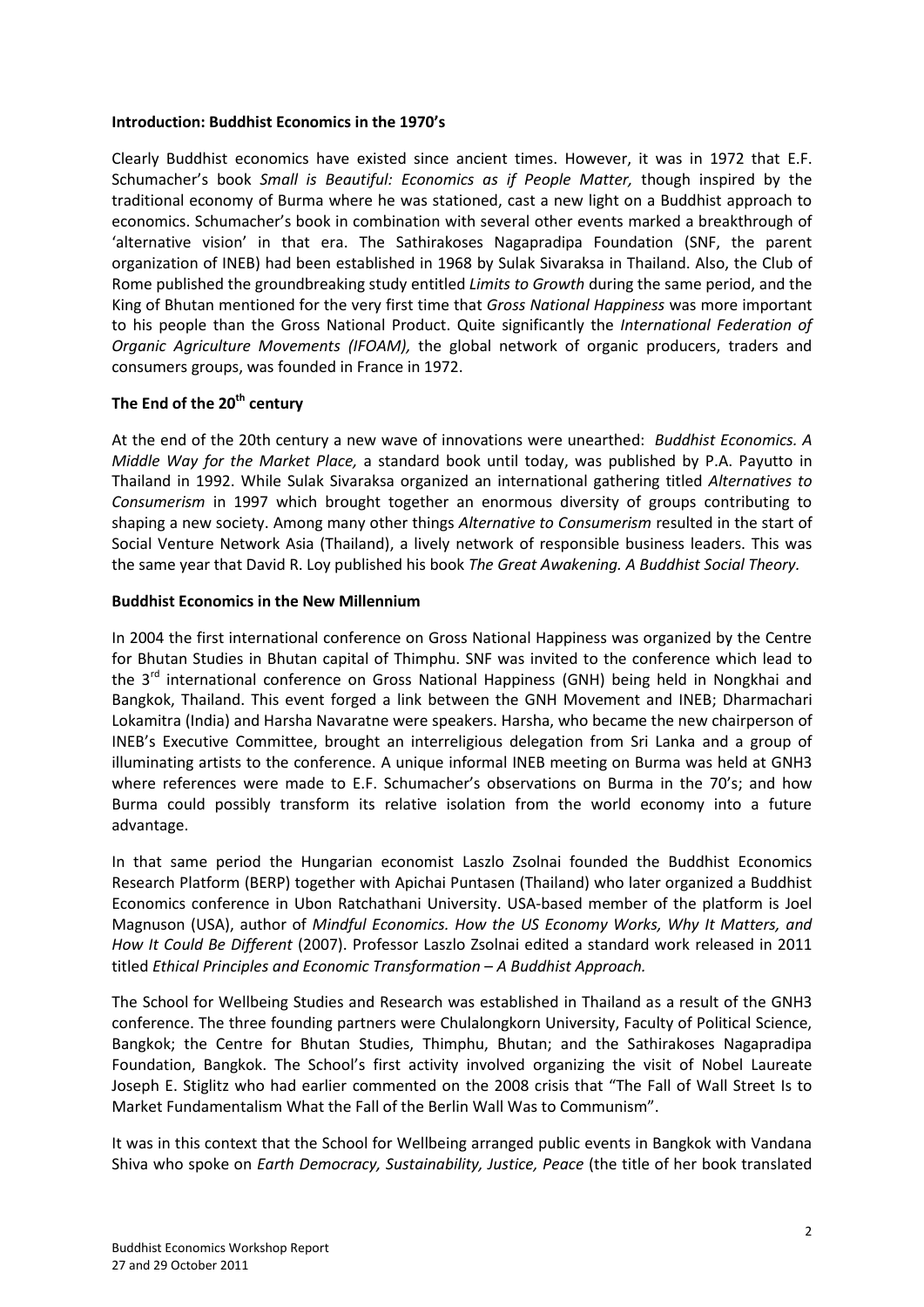**Introduction: Buddhist Economics in the 1970's**

Clearly Buddhist economics have existed since ancient times. However, it was in 1972 that E.F. Schumacher's book *Small is Beautiful: Economics as if People Matter,* though inspired by the traditional economy of Burma where he was stationed, cast a new light on a Buddhist approach to economics. Schumacher's book in combination with several other events marked a breakthrough of 'alternative vision' in that era. The Sathirakoses Nagapradipa Foundation (SNF, the parent organization of INEB) had been established in 1968 by Sulak Sivaraksa in Thailand. Also, the Club of Rome published the groundbreaking study entitled *Limits to Growth* during the same period, and the King of Bhutan mentioned for the very first time that *Gross National Happiness* was more important to his people than the Gross National Product. Quite significantly the *International Federation of Organic Agriculture Movements (IFOAM),* the global network of organic producers, traders and consumers groups, was founded in France in 1972.

**The End of the 20th century**

At the end of the 20th century a new wave of innovations were unearthed: *Buddhist Economics. A Middle Way for the Market Place,* a standard book until today, was published by P.A. Payutto in Thailand in 1992. While Sulak Sivaraksa organized an international gathering titled *Alternatives to Consumerism* in 1997 which brought together an enormous diversity of groups contributing to shaping a new society. Among many other things *Alternative to Consumerism* resulted in the start of Social Venture Network Asia (Thailand), a lively network of responsible business leaders. This was the same year that David R. Loy published his book *The Great Awakening. A Buddhist Social Theory.*

**Buddhist Economics in the New Millennium**

In 2004 the first international conference on Gross National Happiness was organized by the Centre for Bhutan Studies in Bhutan capital of Thimphu. SNF was invited to the conference which lead to the 3rd international conference on Gross National Happiness (GNH) being held in Nongkhai and Bangkok, Thailand. This event forged a link between the GNH Movement and INEB; Dharmachari Lokamitra (India) and Harsha Navaratne were speakers. Harsha, who became the new chairperson of INEB's Executive Committee, brought an interreligious delegation from Sri Lanka and a group of illuminating artists to the conference. A unique informal INEB meeting on Burma was held at GNH3 where references were made to E.F. Schumacher's observations on Burma in the 70's; and how Burma could possibly transform its relative isolation from the world economy into a future advantage.

In that same period the Hungarian economist Laszlo Zsolnai founded the Buddhist Economics Research Platform (BERP) together with Apichai Puntasen (Thailand) who later organized a Buddhist Economics conference in Ubon Ratchathani University. USA-based member of the platform is Joel Magnuson (USA), author of *Mindful Economics. How the US Economy Works, Why It Matters, and How It Could Be Different* (2007). Professor Laszlo Zsolnai edited a standard work released in 2011 titled *Ethical Principles and Economic Transformation – A Buddhist Approach.*

The School for Wellbeing Studies and Research was established in Thailand as a result of the GNH3 conference. The three founding partners were Chulalongkorn University, Faculty of Political Science, Bangkok; the Centre for Bhutan Studies, Thimphu, Bhutan; and the Sathirakoses Nagapradipa Foundation, Bangkok. The School's first activity involved organizing the visit of Nobel Laureate Joseph E. Stiglitz who had earlier commented on the 2008 crisis that "The Fall of Wall Street Is to Market Fundamentalism What the Fall of the Berlin Wall Was to Communism".

It was in this context that the School for Wellbeing arranged public events in Bangkok with Vandana Shiva who spoke on *Earth Democracy, Sustainability, Justice, Peace* (the title of her book translated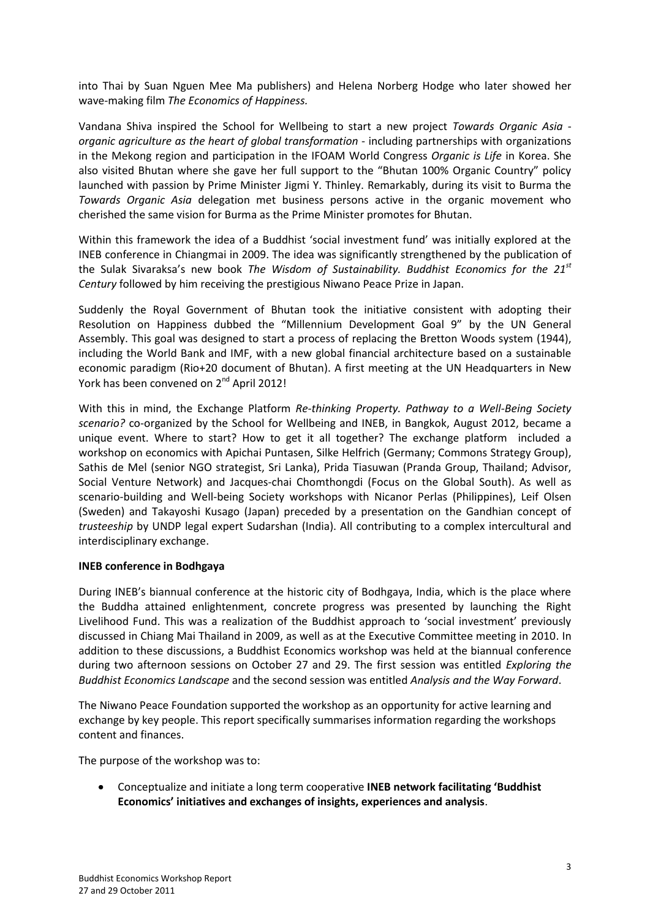into Thai by Suan Nguen Mee Ma publishers) and Helena Norberg Hodge who later showed her wave-making film *The Economics of Happiness.*

Vandana Shiva inspired the School for Wellbeing to start a new project *Towards Organic Asia - organic agriculture as the heart of global transformation* - including partnerships with organizations in the Mekong region and participation in the IFOAM World Congress *Organic is Life* in Korea. She also visited Bhutan where she gave her full support to the "Bhutan 100% Organic Country" policy launched with passion by Prime Minister Jigmi Y. Thinley. Remarkably, during its visit to Burma the *Towards Organic Asia* delegation met business persons active in the organic movement who cherished the same vision for Burma as the Prime Minister promotes for Bhutan.

Within this framework the idea of a Buddhist 'social investment fund' was initially explored at the INEB conference in Chiangmai in 2009. The idea was significantly strengthened by the publication of the Sulak Sivaraksa's new book *The Wisdom of Sustainability. Buddhist Economics for the 21st Century* followed by him receiving the prestigious Niwano Peace Prize in Japan.

Suddenly the Royal Government of Bhutan took the initiative consistent with adopting their Resolution on Happiness dubbed the "Millennium Development Goal 9" by the UN General Assembly. This goal was designed to start a process of replacing the Bretton Woods system (1944), including the World Bank and IMF, with a new global financial architecture based on a sustainable economic paradigm (Rio+20 document of Bhutan). A first meeting at the UN Headquarters in New York has been convened on 2nd April 2012!

With this in mind, the Exchange Platform *Re-thinking Property. Pathway to a Well-Being Society scenario?* co-organized by the School for Wellbeing and INEB, in Bangkok, August 2012, became a unique event. Where to start? How to get it all together? The exchange platform included a workshop on economics with Apichai Puntasen, Silke Helfrich (Germany; Commons Strategy Group), Sathis de Mel (senior NGO strategist, Sri Lanka), Prida Tiasuwan (Pranda Group, Thailand; Advisor, Social Venture Network) and Jacques-chai Chomthongdi (Focus on the Global South). As well as scenario-building and Well-being Society workshops with Nicanor Perlas (Philippines), Leif Olsen (Sweden) and Takayoshi Kusago (Japan) preceded by a presentation on the Gandhian concept of *trusteeship* by UNDP legal expert Sudarshan (India). All contributing to a complex intercultural and interdisciplinary exchange.

**INEB conference in Bodhgaya**

During INEB's biannual conference at the historic city of Bodhgaya, India, which is the place where the Buddha attained enlightenment, concrete progress was presented by launching the Right Livelihood Fund. This was a realization of the Buddhist approach to 'social investment' previously discussed in Chiang Mai Thailand in 2009, as well as at the Executive Committee meeting in 2010. In addition to these discussions, a Buddhist Economics workshop was held at the biannual conference during two afternoon sessions on October 27 and 29. The first session was entitled *Exploring the Buddhist Economics Landscape* and the second session was entitled *Analysis and the Way Forward*.

The Niwano Peace Foundation supported the workshop as an opportunity for active learning and exchange by key people. This report specifically summarises information regarding the workshops content and finances.

The purpose of the workshop was to:

- Conceptualize and initiate a long term cooperative **INEB network facilitating 'Buddhist Economics' initiatives and exchanges of insights, experiences and analysis**.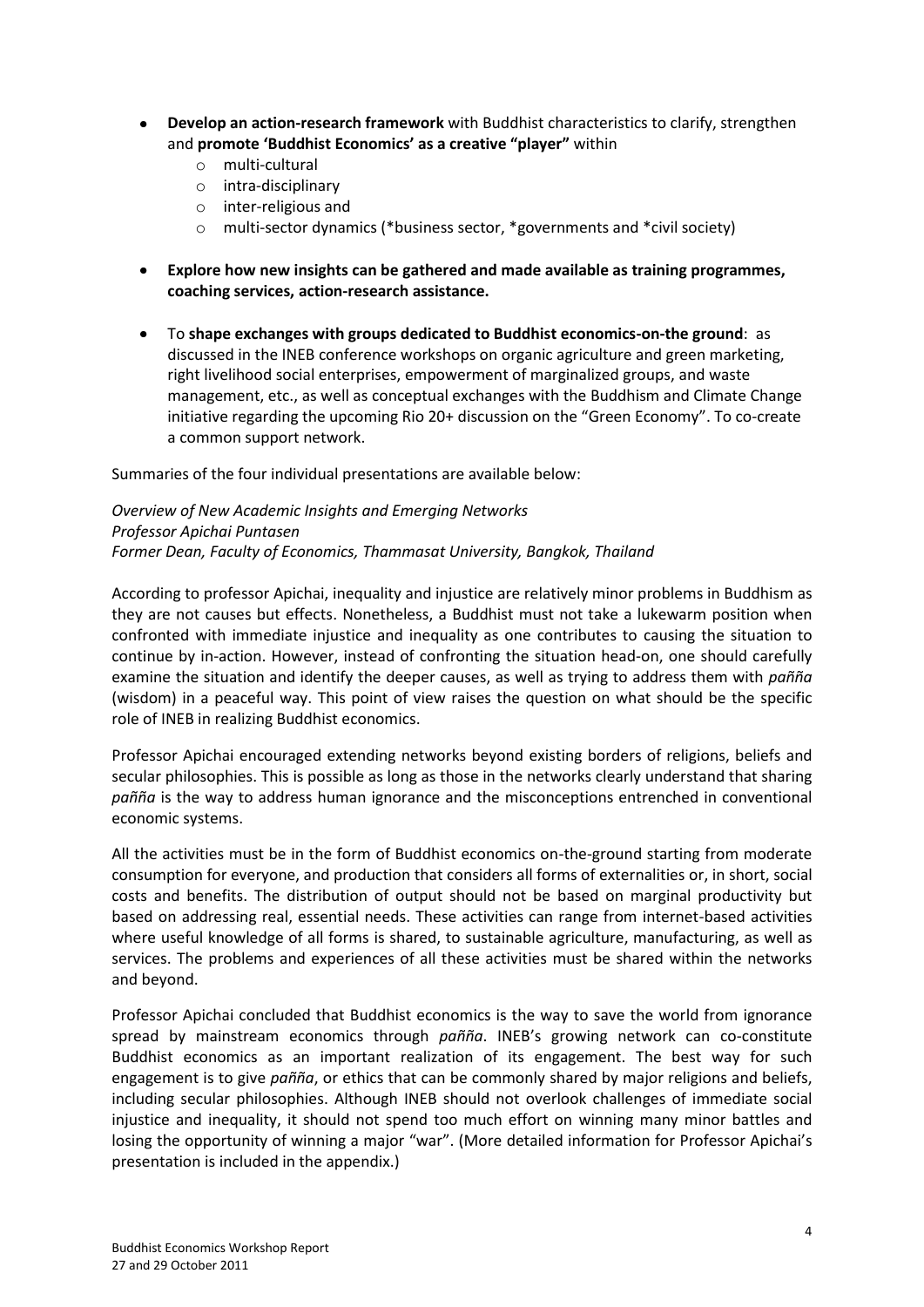- **Develop an action-research framework** with Buddhist characteristics to clarify, strengthen and **promote 'Buddhist Economics' as a creative "player"** within
    - multi-cultural
    - intra-disciplinary
    - inter-religious and
    - multi-sector dynamics (*business sector, *governments and *civil society)

- **Explore how new insights can be gathered and made available as training programmes, coaching services, action-research assistance.**

- To **shape exchanges with groups dedicated to Buddhist economics-on-the ground**: as discussed in the INEB conference workshops on organic agriculture and green marketing, right livelihood social enterprises, empowerment of marginalized groups, and waste management, etc., as well as conceptual exchanges with the Buddhism and Climate Change initiative regarding the upcoming Rio 20+ discussion on the "Green Economy". To co-create a common support network.

Summaries of the four individual presentations are available below:

*Overview of New Academic Insights and Emerging Networks*
*Professor Apichai Puntasen*
*Former Dean, Faculty of Economics, Thammasat University, Bangkok, Thailand*

According to professor Apichai, inequality and injustice are relatively minor problems in Buddhism as they are not causes but effects. Nonetheless, a Buddhist must not take a lukewarm position when confronted with immediate injustice and inequality as one contributes to causing the situation to continue by in-action. However, instead of confronting the situation head-on, one should carefully examine the situation and identify the deeper causes, as well as trying to address them with *pañña* (wisdom) in a peaceful way. This point of view raises the question on what should be the specific role of INEB in realizing Buddhist economics.

Professor Apichai encouraged extending networks beyond existing borders of religions, beliefs and secular philosophies. This is possible as long as those in the networks clearly understand that sharing *pañña* is the way to address human ignorance and the misconceptions entrenched in conventional economic systems.

All the activities must be in the form of Buddhist economics on-the-ground starting from moderate consumption for everyone, and production that considers all forms of externalities or, in short, social costs and benefits. The distribution of output should not be based on marginal productivity but based on addressing real, essential needs. These activities can range from internet-based activities where useful knowledge of all forms is shared, to sustainable agriculture, manufacturing, as well as services. The problems and experiences of all these activities must be shared within the networks and beyond.

Professor Apichai concluded that Buddhist economics is the way to save the world from ignorance spread by mainstream economics through *pañña*. INEB's growing network can co-constitute Buddhist economics as an important realization of its engagement. The best way for such engagement is to give *pañña*, or ethics that can be commonly shared by major religions and beliefs, including secular philosophies. Although INEB should not overlook challenges of immediate social injustice and inequality, it should not spend too much effort on winning many minor battles and losing the opportunity of winning a major "war". (More detailed information for Professor Apichai's presentation is included in the appendix.)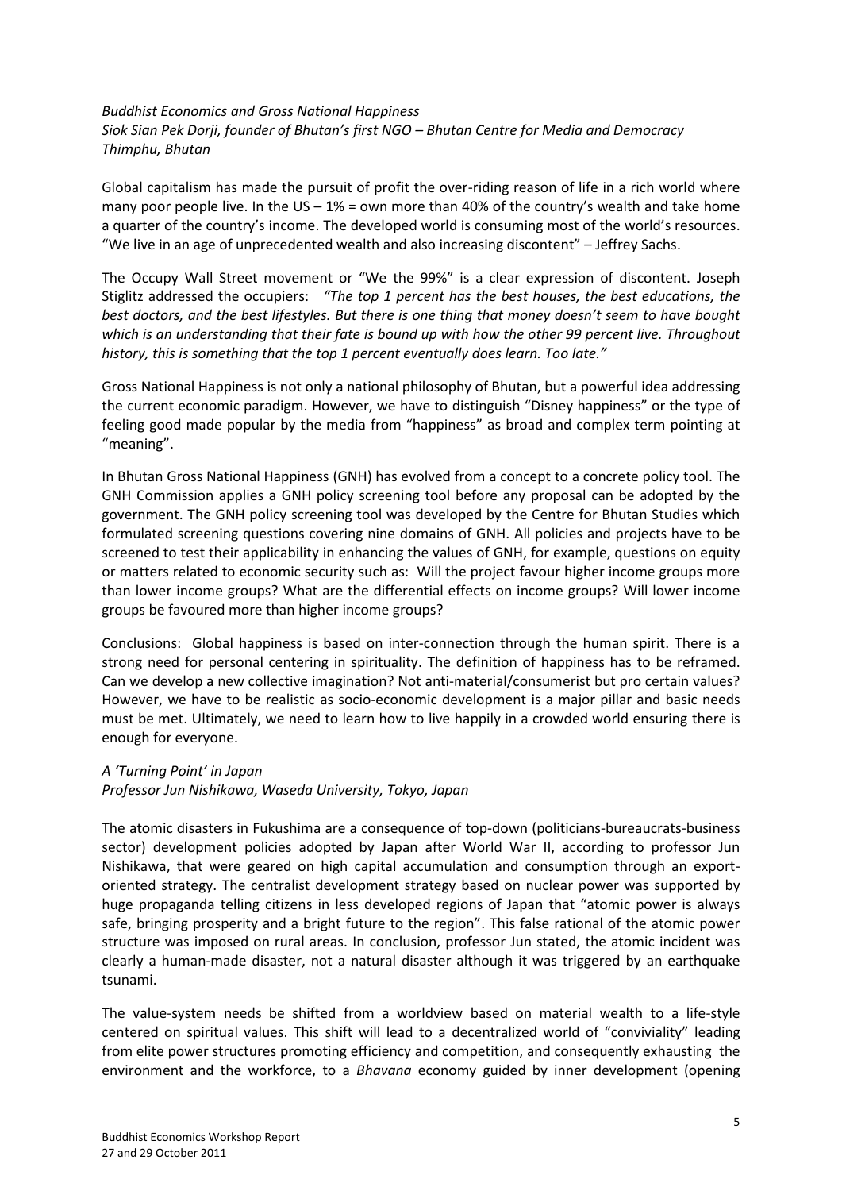*Buddhist Economics and Gross National Happiness*
*Siok Sian Pek Dorji, founder of Bhutan's first NGO – Bhutan Centre for Media and Democracy*
*Thimphu, Bhutan*

Global capitalism has made the pursuit of profit the over-riding reason of life in a rich world where many poor people live. In the US – 1% = own more than 40% of the country's wealth and take home a quarter of the country's income. The developed world is consuming most of the world's resources. "We live in an age of unprecedented wealth and also increasing discontent" – Jeffrey Sachs.

The Occupy Wall Street movement or "We the 99%" is a clear expression of discontent. Joseph Stiglitz addressed the occupiers: *"The top 1 percent has the best houses, the best educations, the best doctors, and the best lifestyles. But there is one thing that money doesn't seem to have bought which is an understanding that their fate is bound up with how the other 99 percent live. Throughout history, this is something that the top 1 percent eventually does learn. Too late."*

Gross National Happiness is not only a national philosophy of Bhutan, but a powerful idea addressing the current economic paradigm. However, we have to distinguish "Disney happiness" or the type of feeling good made popular by the media from "happiness" as broad and complex term pointing at "meaning".

In Bhutan Gross National Happiness (GNH) has evolved from a concept to a concrete policy tool. The GNH Commission applies a GNH policy screening tool before any proposal can be adopted by the government. The GNH policy screening tool was developed by the Centre for Bhutan Studies which formulated screening questions covering nine domains of GNH. All policies and projects have to be screened to test their applicability in enhancing the values of GNH, for example, questions on equity or matters related to economic security such as: Will the project favour higher income groups more than lower income groups? What are the differential effects on income groups? Will lower income groups be favoured more than higher income groups?

Conclusions: Global happiness is based on inter-connection through the human spirit. There is a strong need for personal centering in spirituality. The definition of happiness has to be reframed. Can we develop a new collective imagination? Not anti-material/consumerist but pro certain values? However, we have to be realistic as socio-economic development is a major pillar and basic needs must be met. Ultimately, we need to learn how to live happily in a crowded world ensuring there is enough for everyone.

*A 'Turning Point' in Japan*
*Professor Jun Nishikawa, Waseda University, Tokyo, Japan*

The atomic disasters in Fukushima are a consequence of top-down (politicians-bureaucrats-business sector) development policies adopted by Japan after World War II, according to professor Jun Nishikawa, that were geared on high capital accumulation and consumption through an export-oriented strategy. The centralist development strategy based on nuclear power was supported by huge propaganda telling citizens in less developed regions of Japan that "atomic power is always safe, bringing prosperity and a bright future to the region". This false rational of the atomic power structure was imposed on rural areas. In conclusion, professor Jun stated, the atomic incident was clearly a human-made disaster, not a natural disaster although it was triggered by an earthquake tsunami.

The value-system needs be shifted from a worldview based on material wealth to a life-style centered on spiritual values. This shift will lead to a decentralized world of "conviviality" leading from elite power structures promoting efficiency and competition, and consequently exhausting the environment and the workforce, to a *Bhavana* economy guided by inner development (opening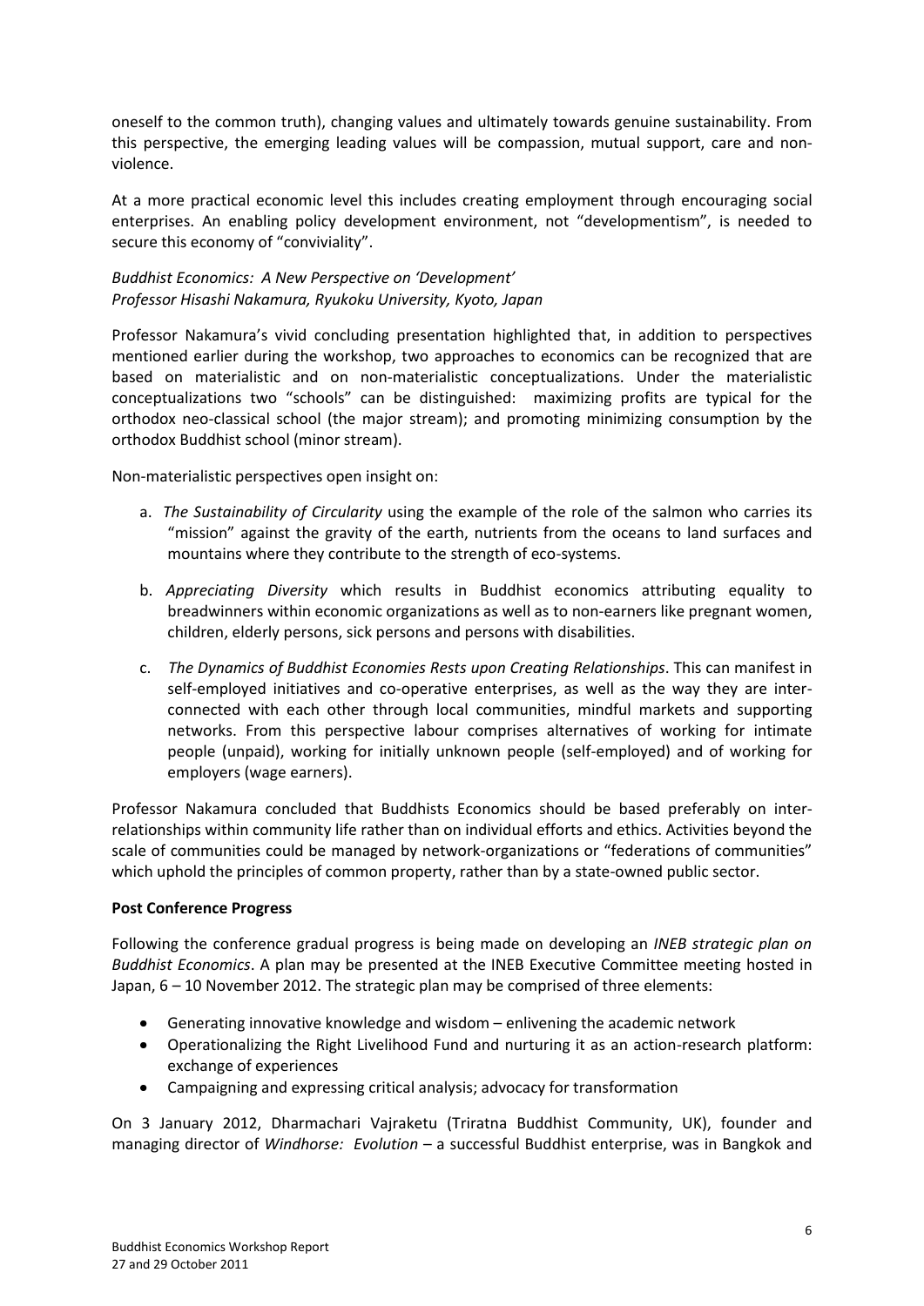oneself to the common truth), changing values and ultimately towards genuine sustainability. From this perspective, the emerging leading values will be compassion, mutual support, care and non-violence.

At a more practical economic level this includes creating employment through encouraging social enterprises. An enabling policy development environment, not "developmentism", is needed to secure this economy of "conviviality".

*Buddhist Economics: A New Perspective on 'Development'*
*Professor Hisashi Nakamura, Ryukoku University, Kyoto, Japan*

Professor Nakamura's vivid concluding presentation highlighted that, in addition to perspectives mentioned earlier during the workshop, two approaches to economics can be recognized that are based on materialistic and on non-materialistic conceptualizations. Under the materialistic conceptualizations two "schools" can be distinguished: maximizing profits are typical for the orthodox neo-classical school (the major stream); and promoting minimizing consumption by the orthodox Buddhist school (minor stream).

Non-materialistic perspectives open insight on:

a. *The Sustainability of Circularity* using the example of the role of the salmon who carries its "mission" against the gravity of the earth, nutrients from the oceans to land surfaces and mountains where they contribute to the strength of eco-systems.

b. *Appreciating Diversity* which results in Buddhist economics attributing equality to breadwinners within economic organizations as well as to non-earners like pregnant women, children, elderly persons, sick persons and persons with disabilities.

c. *The Dynamics of Buddhist Economies Rests upon Creating Relationships*. This can manifest in self-employed initiatives and co-operative enterprises, as well as the way they are inter-connected with each other through local communities, mindful markets and supporting networks. From this perspective labour comprises alternatives of working for intimate people (unpaid), working for initially unknown people (self-employed) and of working for employers (wage earners).

Professor Nakamura concluded that Buddhists Economics should be based preferably on inter-relationships within community life rather than on individual efforts and ethics. Activities beyond the scale of communities could be managed by network-organizations or "federations of communities" which uphold the principles of common property, rather than by a state-owned public sector.

**Post Conference Progress**

Following the conference gradual progress is being made on developing an *INEB strategic plan on Buddhist Economics*. A plan may be presented at the INEB Executive Committee meeting hosted in Japan, 6 – 10 November 2012. The strategic plan may be comprised of three elements:

- Generating innovative knowledge and wisdom – enlivening the academic network
- Operationalizing the Right Livelihood Fund and nurturing it as an action-research platform: exchange of experiences
- Campaigning and expressing critical analysis; advocacy for transformation

On 3 January 2012, Dharmachari Vajraketu (Triratna Buddhist Community, UK), founder and managing director of *Windhorse: Evolution* – a successful Buddhist enterprise, was in Bangkok and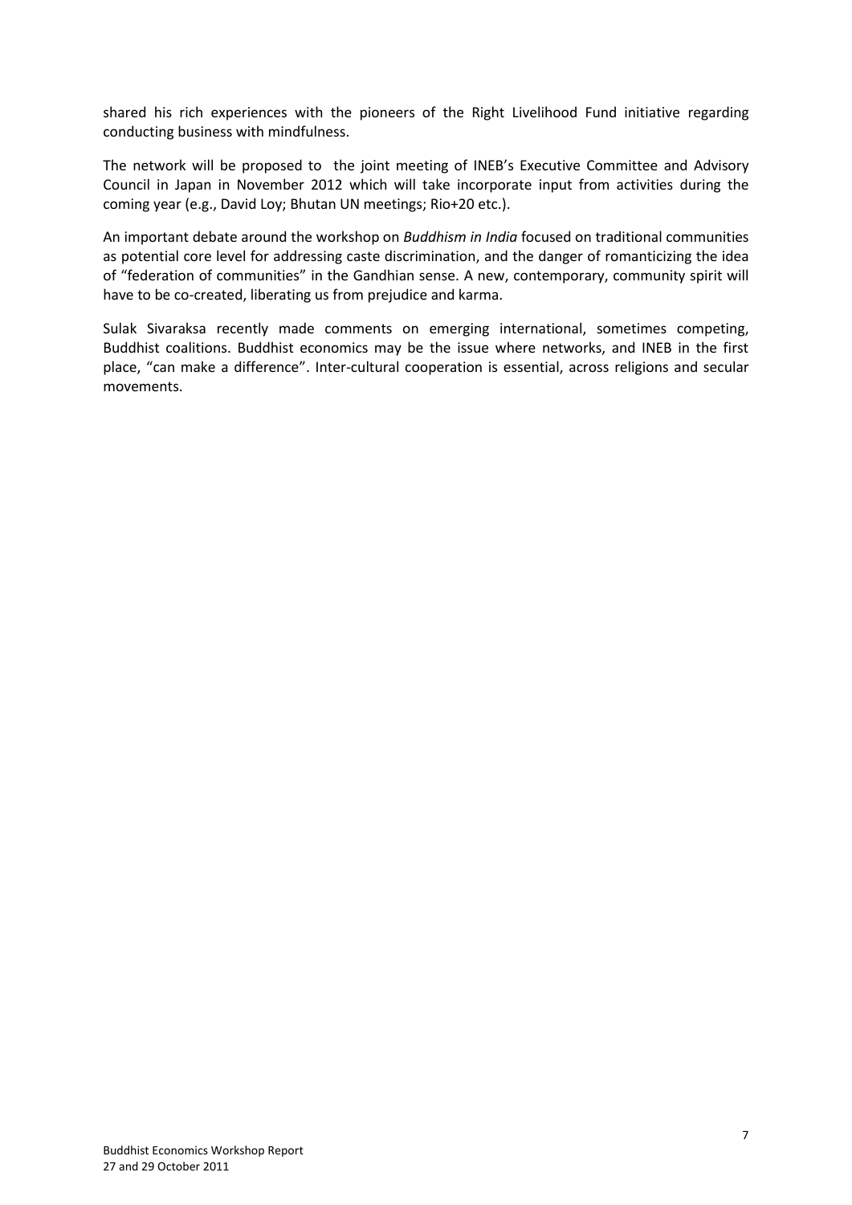shared his rich experiences with the pioneers of the Right Livelihood Fund initiative regarding conducting business with mindfulness.

The network will be proposed to  the joint meeting of INEB's Executive Committee and Advisory Council in Japan in November 2012 which will take incorporate input from activities during the coming year (e.g., David Loy; Bhutan UN meetings; Rio+20 etc.).

An important debate around the workshop on *Buddhism in India* focused on traditional communities as potential core level for addressing caste discrimination, and the danger of romanticizing the idea of "federation of communities" in the Gandhian sense. A new, contemporary, community spirit will have to be co-created, liberating us from prejudice and karma.

Sulak Sivaraksa recently made comments on emerging international, sometimes competing, Buddhist coalitions. Buddhist economics may be the issue where networks, and INEB in the first place, "can make a difference". Inter-cultural cooperation is essential, across religions and secular movements.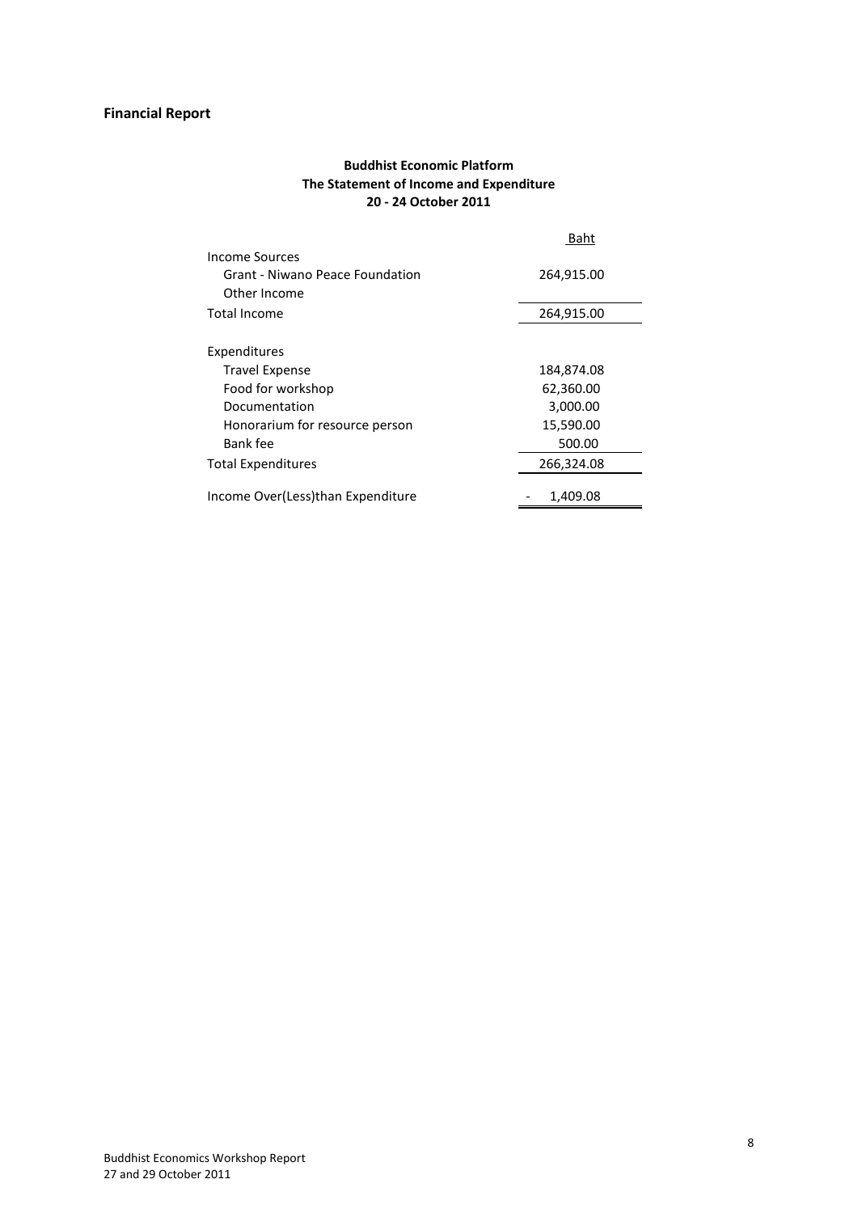## Financial Report

**Buddhist Economic Platform**
**The Statement of Income and Expenditure**
**20 - 24 October 2011**

| | Baht |
|---|---|
| Income Sources | |
| Grant - Niwano Peace Foundation | 264,915.00 |
| Other Income | |
| Total Income | 264,915.00 |
| | |
| Expenditures | |
| Travel Expense | 184,874.08 |
| Food for workshop | 62,360.00 |
| Documentation | 3,000.00 |
| Honorarium for resource person | 15,590.00 |
| Bank fee | 500.00 |
| Total Expenditures | 266,324.08 |
| | |
| Income Over(Less)than Expenditure | - 1,409.08 |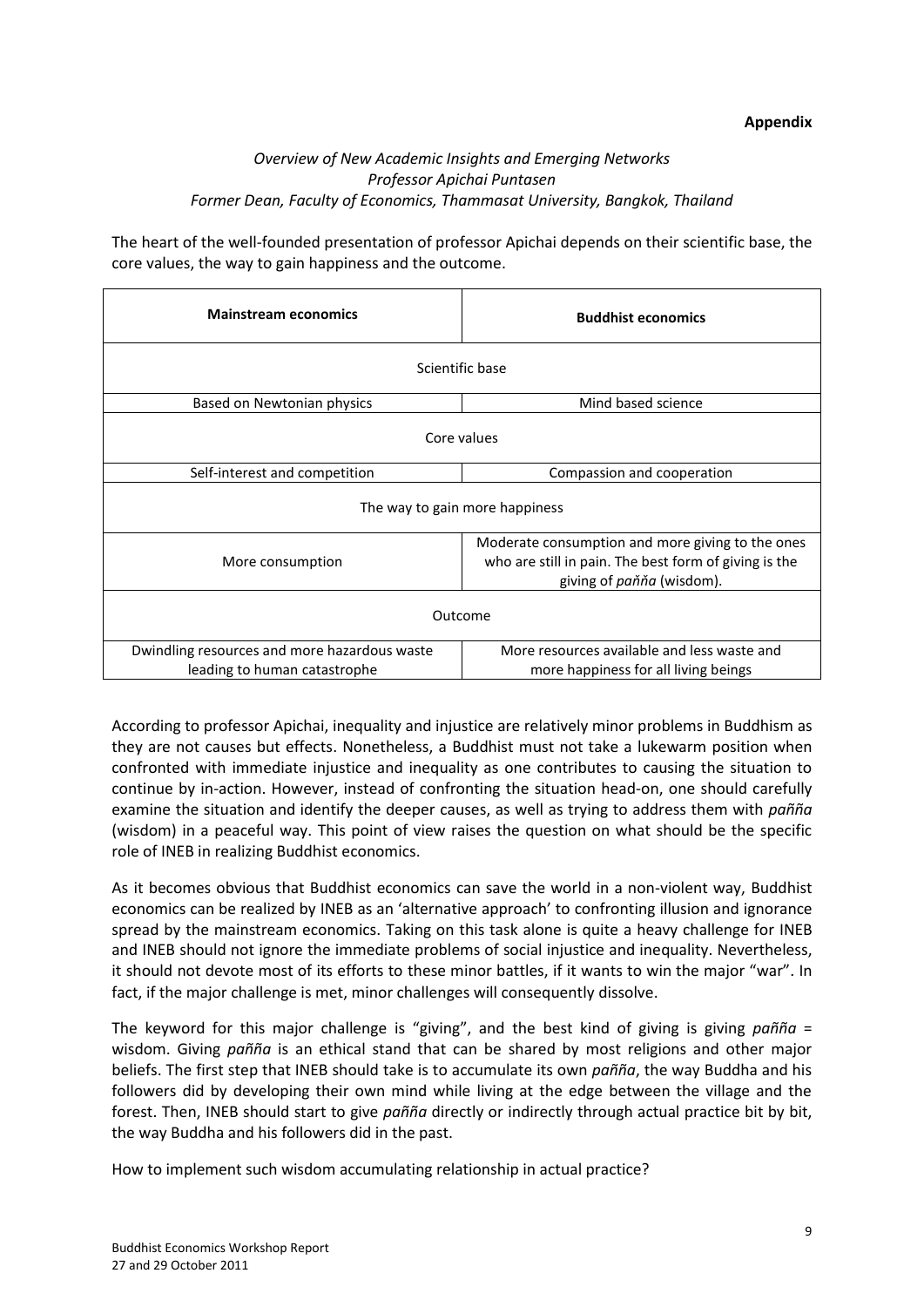**Appendix**

*Overview of New Academic Insights and Emerging Networks*
*Professor Apichai Puntasen*
*Former Dean, Faculty of Economics, Thammasat University, Bangkok, Thailand*

The heart of the well-founded presentation of professor Apichai depends on their scientific base, the core values, the way to gain happiness and the outcome.

| **Mainstream economics** | **Buddhist economics** |
| --- | --- |
| Scientific base | |
| Based on Newtonian physics | Mind based science |
| Core values | |
| Self-interest and competition | Compassion and cooperation |
| The way to gain more happiness | |
| More consumption | Moderate consumption and more giving to the ones who are still in pain. The best form of giving is the giving of *paňňa* (wisdom). |
| Outcome | |
| Dwindling resources and more hazardous waste leading to human catastrophe | More resources available and less waste and more happiness for all living beings |

According to professor Apichai, inequality and injustice are relatively minor problems in Buddhism as they are not causes but effects. Nonetheless, a Buddhist must not take a lukewarm position when confronted with immediate injustice and inequality as one contributes to causing the situation to continue by in-action. However, instead of confronting the situation head-on, one should carefully examine the situation and identify the deeper causes, as well as trying to address them with *pañña* (wisdom) in a peaceful way. This point of view raises the question on what should be the specific role of INEB in realizing Buddhist economics.

As it becomes obvious that Buddhist economics can save the world in a non-violent way, Buddhist economics can be realized by INEB as an 'alternative approach' to confronting illusion and ignorance spread by the mainstream economics. Taking on this task alone is quite a heavy challenge for INEB and INEB should not ignore the immediate problems of social injustice and inequality. Nevertheless, it should not devote most of its efforts to these minor battles, if it wants to win the major "war". In fact, if the major challenge is met, minor challenges will consequently dissolve.

The keyword for this major challenge is "giving", and the best kind of giving is giving *pañña* = wisdom. Giving *pañña* is an ethical stand that can be shared by most religions and other major beliefs. The first step that INEB should take is to accumulate its own *pañña*, the way Buddha and his followers did by developing their own mind while living at the edge between the village and the forest. Then, INEB should start to give *pañña* directly or indirectly through actual practice bit by bit, the way Buddha and his followers did in the past.

How to implement such wisdom accumulating relationship in actual practice?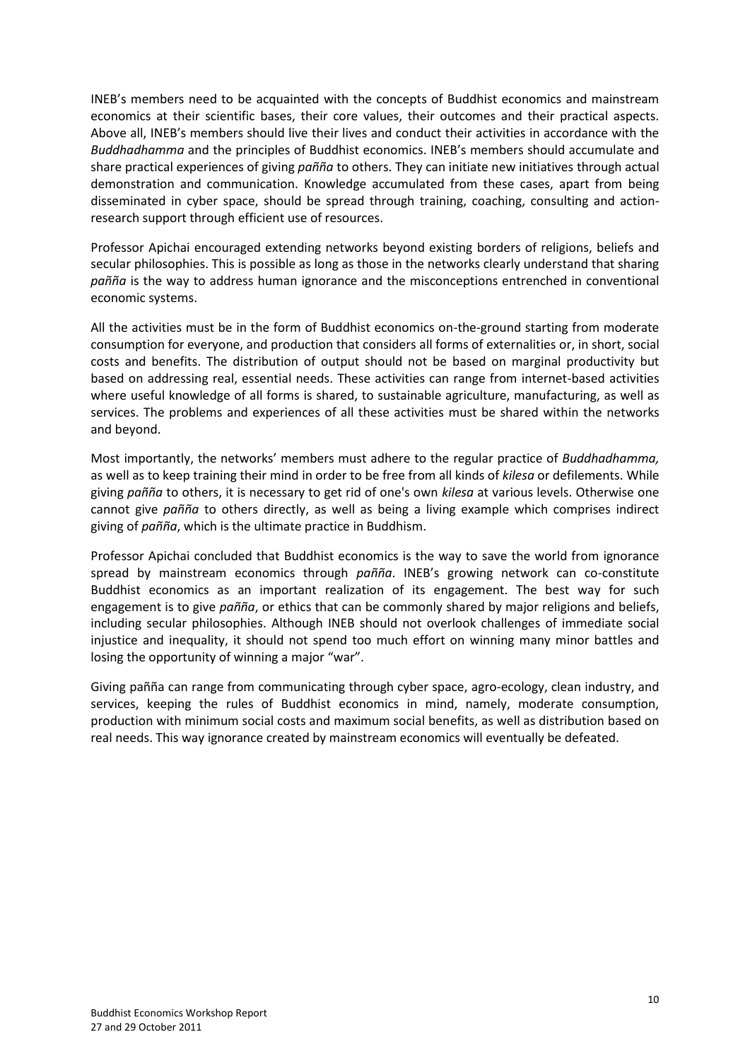INEB's members need to be acquainted with the concepts of Buddhist economics and mainstream economics at their scientific bases, their core values, their outcomes and their practical aspects. Above all, INEB's members should live their lives and conduct their activities in accordance with the *Buddhadhamma* and the principles of Buddhist economics. INEB's members should accumulate and share practical experiences of giving *paññа* to others. They can initiate new initiatives through actual demonstration and communication. Knowledge accumulated from these cases, apart from being disseminated in cyber space, should be spread through training, coaching, consulting and action-research support through efficient use of resources.

Professor Apichai encouraged extending networks beyond existing borders of religions, beliefs and secular philosophies. This is possible as long as those in the networks clearly understand that sharing *paññа* is the way to address human ignorance and the misconceptions entrenched in conventional economic systems.

All the activities must be in the form of Buddhist economics on-the-ground starting from moderate consumption for everyone, and production that considers all forms of externalities or, in short, social costs and benefits. The distribution of output should not be based on marginal productivity but based on addressing real, essential needs. These activities can range from internet-based activities where useful knowledge of all forms is shared, to sustainable agriculture, manufacturing, as well as services. The problems and experiences of all these activities must be shared within the networks and beyond.

Most importantly, the networks' members must adhere to the regular practice of *Buddhadhamma,* as well as to keep training their mind in order to be free from all kinds of *kilesa* or defilements. While giving *paññа* to others, it is necessary to get rid of one's own *kilesa* at various levels. Otherwise one cannot give *paññа* to others directly, as well as being a living example which comprises indirect giving of *paññа*, which is the ultimate practice in Buddhism.

Professor Apichai concluded that Buddhist economics is the way to save the world from ignorance spread by mainstream economics through *paññа*. INEB's growing network can co-constitute Buddhist economics as an important realization of its engagement. The best way for such engagement is to give *paññа*, or ethics that can be commonly shared by major religions and beliefs, including secular philosophies. Although INEB should not overlook challenges of immediate social injustice and inequality, it should not spend too much effort on winning many minor battles and losing the opportunity of winning a major "war".

Giving paññа can range from communicating through cyber space, agro-ecology, clean industry, and services, keeping the rules of Buddhist economics in mind, namely, moderate consumption, production with minimum social costs and maximum social benefits, as well as distribution based on real needs. This way ignorance created by mainstream economics will eventually be defeated.